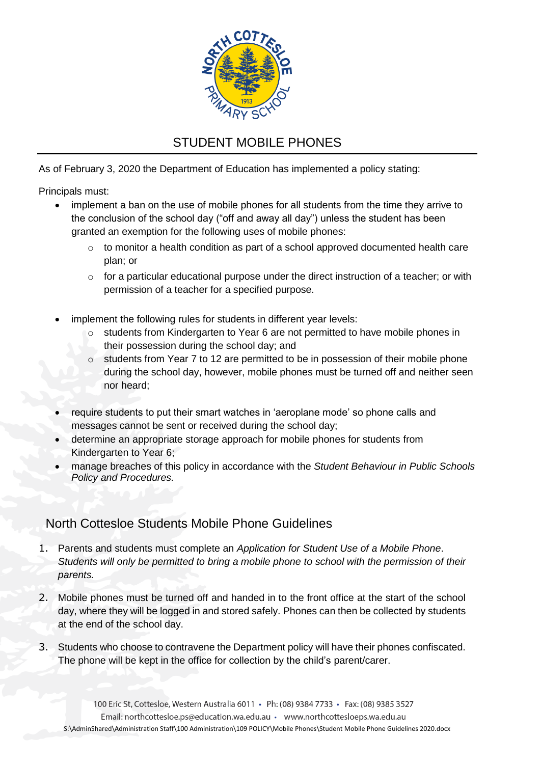# STUDENT MOBILE PHONES

As of February 3, 2020 the Department of Education has implemented a policy stating:

Principals must:

- implement a ban on the use of mobile phones for all students from the time they arrive to the conclusion of the school day ("off and away all day") unless the student has been granted an exemption for the following uses of mobile phones:
  - to monitor a health condition as part of a school approved documented health care plan; or
  - for a particular educational purpose under the direct instruction of a teacher; or with permission of a teacher for a specified purpose.

- implement the following rules for students in different year levels:
  - students from Kindergarten to Year 6 are not permitted to have mobile phones in their possession during the school day; and
  - students from Year 7 to 12 are permitted to be in possession of their mobile phone during the school day, however, mobile phones must be turned off and neither seen nor heard;

- require students to put their smart watches in 'aeroplane mode' so phone calls and messages cannot be sent or received during the school day;
- determine an appropriate storage approach for mobile phones for students from Kindergarten to Year 6;
- manage breaches of this policy in accordance with the *Student Behaviour in Public Schools Policy and Procedures.*

## North Cottesloe Students Mobile Phone Guidelines

1. Parents and students must complete an *Application for Student Use of a Mobile Phone*. *Students will only be permitted to bring a mobile phone to school with the permission of their parents.*

2. Mobile phones must be turned off and handed in to the front office at the start of the school day, where they will be logged in and stored safely. Phones can then be collected by students at the end of the school day.

3. Students who choose to contravene the Department policy will have their phones confiscated. The phone will be kept in the office for collection by the child's parent/carer.

100 Eric St, Cottesloe, Western Australia 6011 • Ph: (08) 9384 7733 • Fax: (08) 9385 3527
Email: northcottesloe.ps@education.wa.edu.au • www.northcottesloeps.wa.edu.au
S:\AdminShared\Administration Staff\100 Administration\109 POLICY\Mobile Phones\Student Mobile Phone Guidelines 2020.docx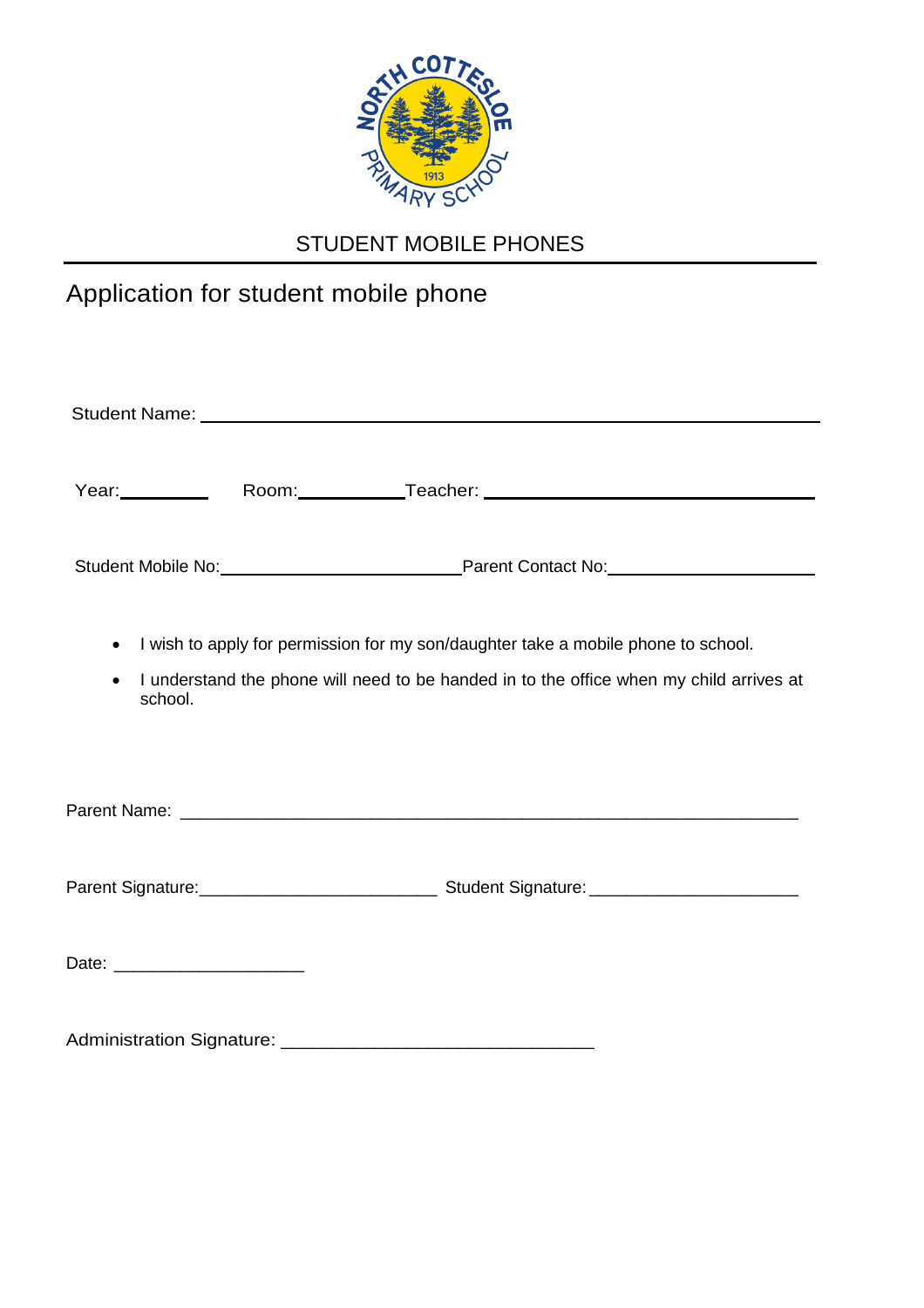# STUDENT MOBILE PHONES

## Application for student mobile phone

Student Name: ______________________________________________

Year: ________ Room: __________ Teacher: ______________________

Student Mobile No: ____________________ Parent Contact No: ____________________

- I wish to apply for permission for my son/daughter take a mobile phone to school.
- I understand the phone will need to be handed in to the office when my child arrives at school.

Parent Name: ______________________________________________

Parent Signature: ________________________ Student Signature: _____________________

Date: ____________________

Administration Signature: ______________________________